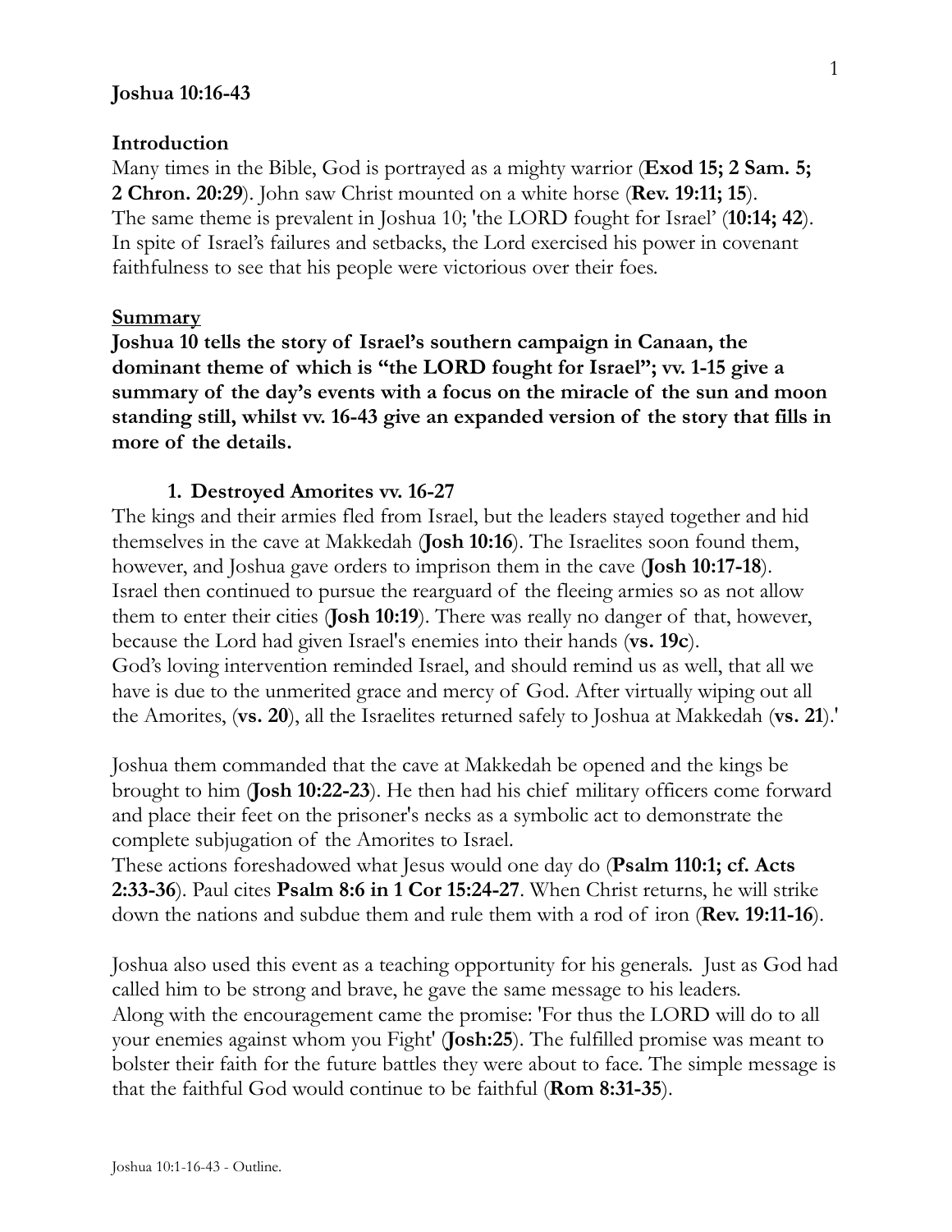**Joshua 10:16-43**

**Introduction**

Many times in the Bible, God is portrayed as a mighty warrior (**Exod 15; 2 Sam. 5; 2 Chron. 20:29**). John saw Christ mounted on a white horse (**Rev. 19:11; 15**). The same theme is prevalent in Joshua 10; 'the LORD fought for Israel' (**10:14; 42**). In spite of Israel's failures and setbacks, the Lord exercised his power in covenant faithfulness to see that his people were victorious over their foes.

**Summary**

**Joshua 10 tells the story of Israel's southern campaign in Canaan, the dominant theme of which is "the LORD fought for Israel"; vv. 1-15 give a summary of the day's events with a focus on the miracle of the sun and moon standing still, whilst vv. 16-43 give an expanded version of the story that fills in more of the details.**

1. **Destroyed Amorites vv. 16-27**

The kings and their armies fled from Israel, but the leaders stayed together and hid themselves in the cave at Makkedah (**Josh 10:16**). The Israelites soon found them, however, and Joshua gave orders to imprison them in the cave (**Josh 10:17-18**). Israel then continued to pursue the rearguard of the fleeing armies so as not allow them to enter their cities (**Josh 10:19**). There was really no danger of that, however, because the Lord had given Israel's enemies into their hands (**vs. 19c**). God's loving intervention reminded Israel, and should remind us as well, that all we have is due to the unmerited grace and mercy of God. After virtually wiping out all the Amorites, (**vs. 20**), all the Israelites returned safely to Joshua at Makkedah (**vs. 21**).'

Joshua them commanded that the cave at Makkedah be opened and the kings be brought to him (**Josh 10:22-23**). He then had his chief military officers come forward and place their feet on the prisoner's necks as a symbolic act to demonstrate the complete subjugation of the Amorites to Israel.
These actions foreshadowed what Jesus would one day do (**Psalm 110:1; cf. Acts 2:33-36**). Paul cites **Psalm 8:6 in 1 Cor 15:24-27**. When Christ returns, he will strike down the nations and subdue them and rule them with a rod of iron (**Rev. 19:11-16**).

Joshua also used this event as a teaching opportunity for his generals. Just as God had called him to be strong and brave, he gave the same message to his leaders. Along with the encouragement came the promise: 'For thus the LORD will do to all your enemies against whom you Fight' (**Josh:25**). The fulfilled promise was meant to bolster their faith for the future battles they were about to face. The simple message is that the faithful God would continue to be faithful (**Rom 8:31-35**).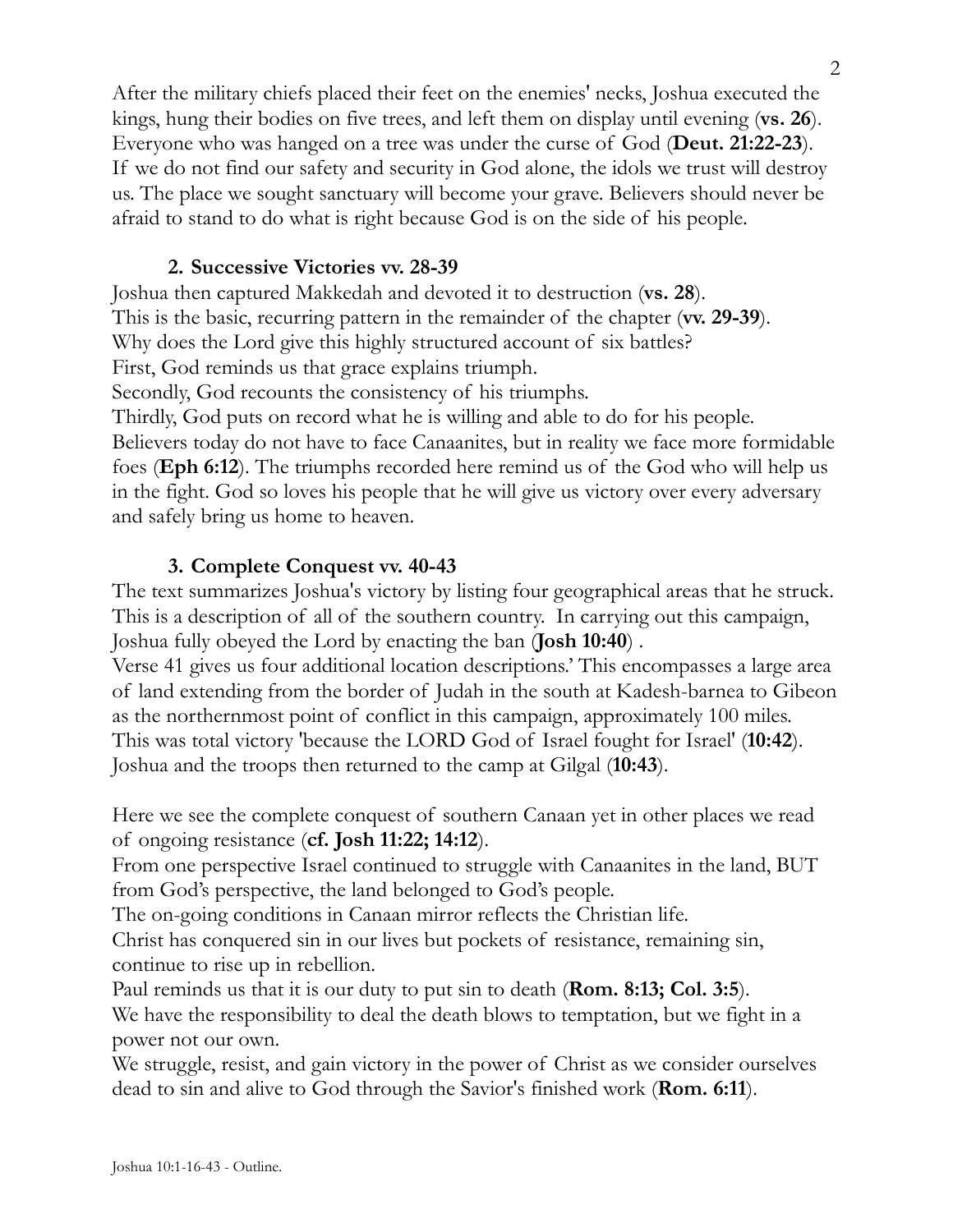After the military chiefs placed their feet on the enemies' necks, Joshua executed the kings, hung their bodies on five trees, and left them on display until evening (**vs. 26**). Everyone who was hanged on a tree was under the curse of God (**Deut. 21:22-23**). If we do not find our safety and security in God alone, the idols we trust will destroy us. The place we sought sanctuary will become your grave. Believers should never be afraid to stand to do what is right because God is on the side of his people.

2. **Successive Victories vv. 28-39**

Joshua then captured Makkedah and devoted it to destruction (**vs. 28**).
This is the basic, recurring pattern in the remainder of the chapter (**vv. 29-39**).
Why does the Lord give this highly structured account of six battles?
First, God reminds us that grace explains triumph.
Secondly, God recounts the consistency of his triumphs.
Thirdly, God puts on record what he is willing and able to do for his people.
Believers today do not have to face Canaanites, but in reality we face more formidable foes (**Eph 6:12**). The triumphs recorded here remind us of the God who will help us in the fight. God so loves his people that he will give us victory over every adversary and safely bring us home to heaven.

3. **Complete Conquest vv. 40-43**

The text summarizes Joshua's victory by listing four geographical areas that he struck. This is a description of all of the southern country. In carrying out this campaign, Joshua fully obeyed the Lord by enacting the ban (**Josh 10:40**) .
Verse 41 gives us four additional location descriptions.' This encompasses a large area of land extending from the border of Judah in the south at Kadesh-barnea to Gibeon as the northernmost point of conflict in this campaign, approximately 100 miles.
This was total victory 'because the LORD God of Israel fought for Israel' (**10:42**).
Joshua and the troops then returned to the camp at Gilgal (**10:43**).

Here we see the complete conquest of southern Canaan yet in other places we read of ongoing resistance (**cf. Josh 11:22; 14:12**).
From one perspective Israel continued to struggle with Canaanites in the land, BUT from God's perspective, the land belonged to God's people.
The on-going conditions in Canaan mirror reflects the Christian life.
Christ has conquered sin in our lives but pockets of resistance, remaining sin, continue to rise up in rebellion.
Paul reminds us that it is our duty to put sin to death (**Rom. 8:13; Col. 3:5**).
We have the responsibility to deal the death blows to temptation, but we fight in a power not our own.
We struggle, resist, and gain victory in the power of Christ as we consider ourselves dead to sin and alive to God through the Savior's finished work (**Rom. 6:11**).